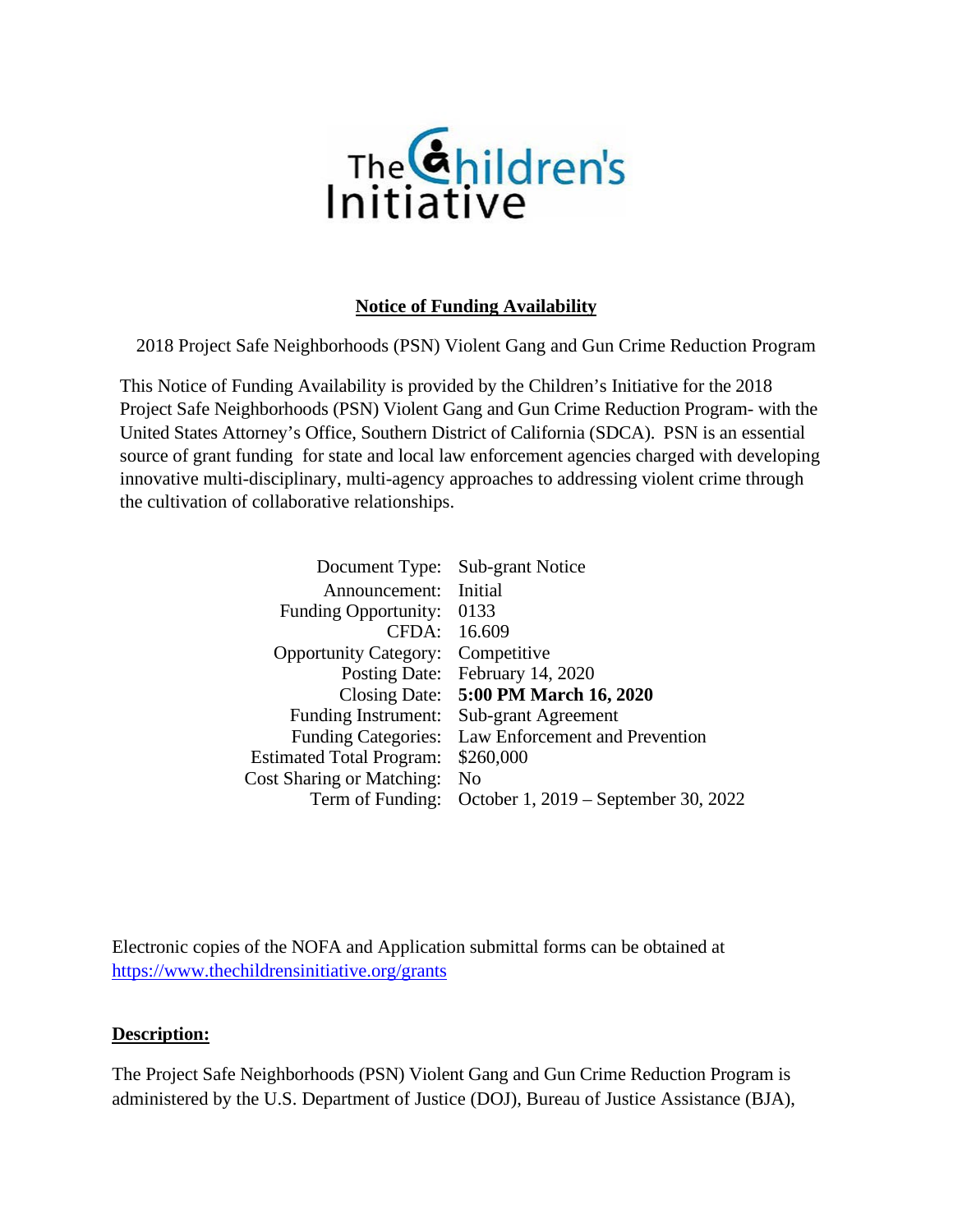The Children's Initiative

## Notice of Funding Availability

2018 Project Safe Neighborhoods (PSN) Violent Gang and Gun Crime Reduction Program

This Notice of Funding Availability is provided by the Children's Initiative for the 2018 Project Safe Neighborhoods (PSN) Violent Gang and Gun Crime Reduction Program- with the United States Attorney's Office, Southern District of California (SDCA). PSN is an essential source of grant funding for state and local law enforcement agencies charged with developing innovative multi-disciplinary, multi-agency approaches to addressing violent crime through the cultivation of collaborative relationships.

| | |
|---|---|
| Document Type: | Sub-grant Notice |
| Announcement: | Initial |
| Funding Opportunity: | 0133 |
| CFDA: | 16.609 |
| Opportunity Category: | Competitive |
| Posting Date: | February 14, 2020 |
| Closing Date: | **5:00 PM March 16, 2020** |
| Funding Instrument: | Sub-grant Agreement |
| Funding Categories: | Law Enforcement and Prevention |
| Estimated Total Program: | $260,000 |
| Cost Sharing or Matching: | No |
| Term of Funding: | October 1, 2019 – September 30, 2022 |

Electronic copies of the NOFA and Application submittal forms can be obtained at https://www.thechildrensinitiative.org/grants

### Description:

The Project Safe Neighborhoods (PSN) Violent Gang and Gun Crime Reduction Program is administered by the U.S. Department of Justice (DOJ), Bureau of Justice Assistance (BJA),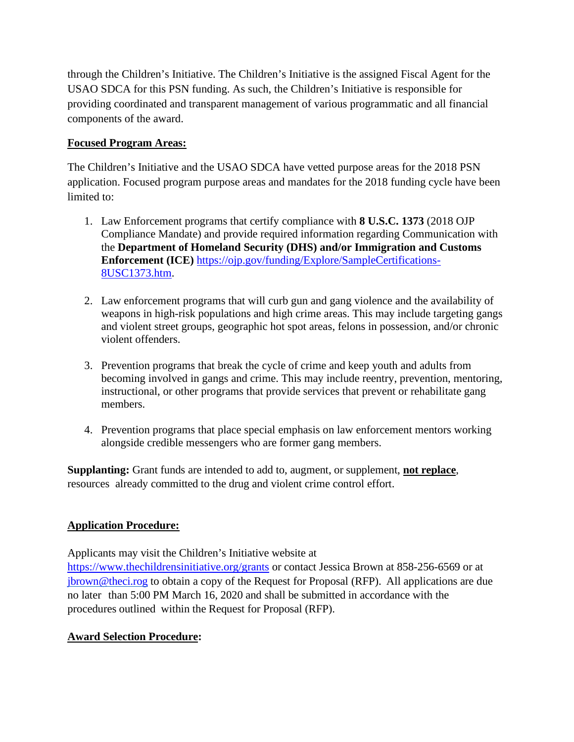through the Children's Initiative. The Children's Initiative is the assigned Fiscal Agent for the USAO SDCA for this PSN funding. As such, the Children's Initiative is responsible for providing coordinated and transparent management of various programmatic and all financial components of the award.

**Focused Program Areas:**

The Children's Initiative and the USAO SDCA have vetted purpose areas for the 2018 PSN application. Focused program purpose areas and mandates for the 2018 funding cycle have been limited to:

1. Law Enforcement programs that certify compliance with **8 U.S.C. 1373** (2018 OJP Compliance Mandate) and provide required information regarding Communication with the **Department of Homeland Security (DHS) and/or Immigration and Customs Enforcement (ICE)** https://ojp.gov/funding/Explore/SampleCertifications-8USC1373.htm.

2. Law enforcement programs that will curb gun and gang violence and the availability of weapons in high-risk populations and high crime areas. This may include targeting gangs and violent street groups, geographic hot spot areas, felons in possession, and/or chronic violent offenders.

3. Prevention programs that break the cycle of crime and keep youth and adults from becoming involved in gangs and crime. This may include reentry, prevention, mentoring, instructional, or other programs that provide services that prevent or rehabilitate gang members.

4. Prevention programs that place special emphasis on law enforcement mentors working alongside credible messengers who are former gang members.

**Supplanting:** Grant funds are intended to add to, augment, or supplement, **not replace**, resources already committed to the drug and violent crime control effort.

**Application Procedure:**

Applicants may visit the Children's Initiative website at https://www.thechildrensinitiative.org/grants or contact Jessica Brown at 858-256-6569 or at jbrown@theci.rog to obtain a copy of the Request for Proposal (RFP). All applications are due no later than 5:00 PM March 16, 2020 and shall be submitted in accordance with the procedures outlined within the Request for Proposal (RFP).

**Award Selection Procedure:**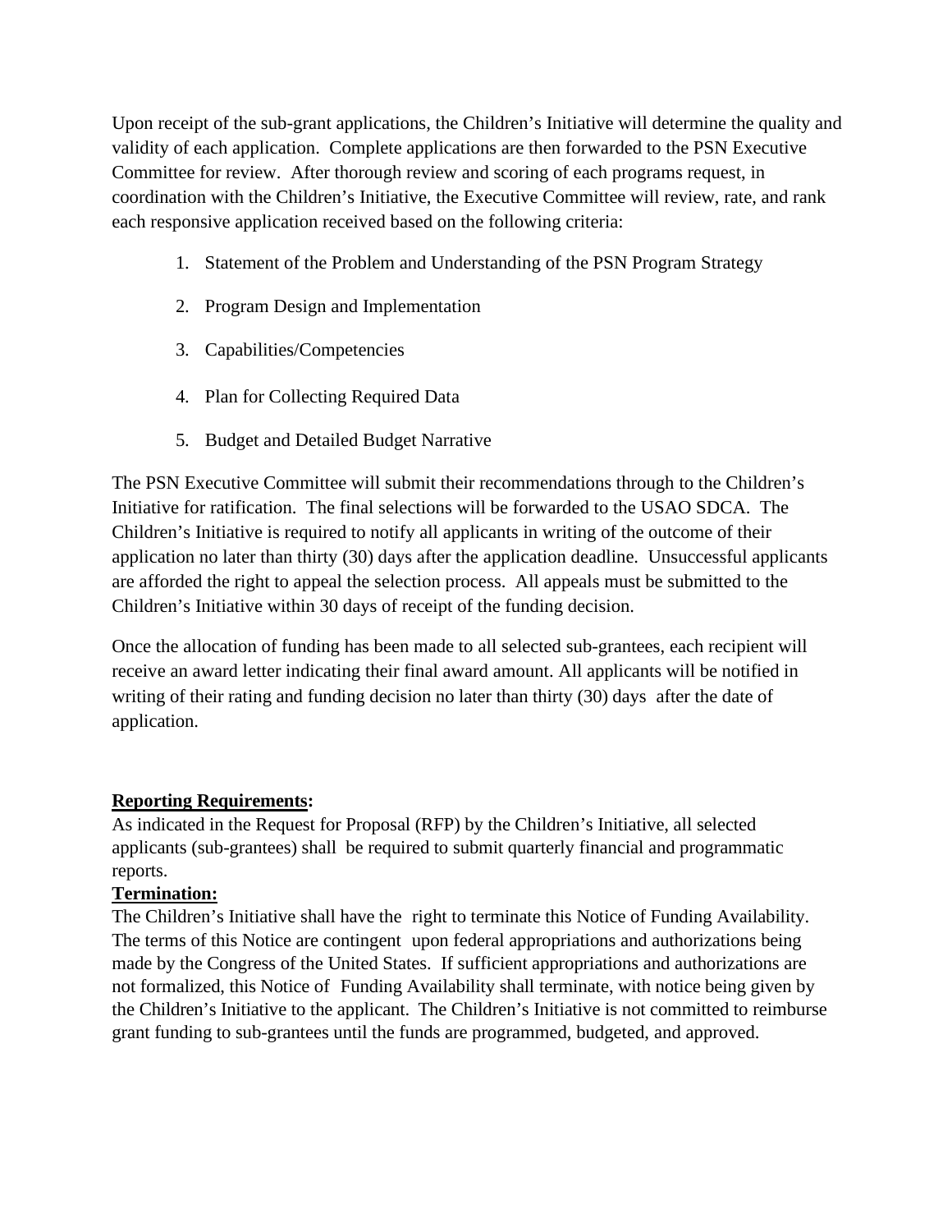Upon receipt of the sub-grant applications, the Children's Initiative will determine the quality and validity of each application. Complete applications are then forwarded to the PSN Executive Committee for review. After thorough review and scoring of each programs request, in coordination with the Children's Initiative, the Executive Committee will review, rate, and rank each responsive application received based on the following criteria:

1. Statement of the Problem and Understanding of the PSN Program Strategy
2. Program Design and Implementation
3. Capabilities/Competencies
4. Plan for Collecting Required Data
5. Budget and Detailed Budget Narrative

The PSN Executive Committee will submit their recommendations through to the Children's Initiative for ratification. The final selections will be forwarded to the USAO SDCA. The Children's Initiative is required to notify all applicants in writing of the outcome of their application no later than thirty (30) days after the application deadline. Unsuccessful applicants are afforded the right to appeal the selection process. All appeals must be submitted to the Children's Initiative within 30 days of receipt of the funding decision.

Once the allocation of funding has been made to all selected sub-grantees, each recipient will receive an award letter indicating their final award amount. All applicants will be notified in writing of their rating and funding decision no later than thirty (30) days after the date of application.

**Reporting Requirements:**

As indicated in the Request for Proposal (RFP) by the Children's Initiative, all selected applicants (sub-grantees) shall be required to submit quarterly financial and programmatic reports.

**Termination:**

The Children's Initiative shall have the right to terminate this Notice of Funding Availability. The terms of this Notice are contingent upon federal appropriations and authorizations being made by the Congress of the United States. If sufficient appropriations and authorizations are not formalized, this Notice of Funding Availability shall terminate, with notice being given by the Children's Initiative to the applicant. The Children's Initiative is not committed to reimburse grant funding to sub-grantees until the funds are programmed, budgeted, and approved.